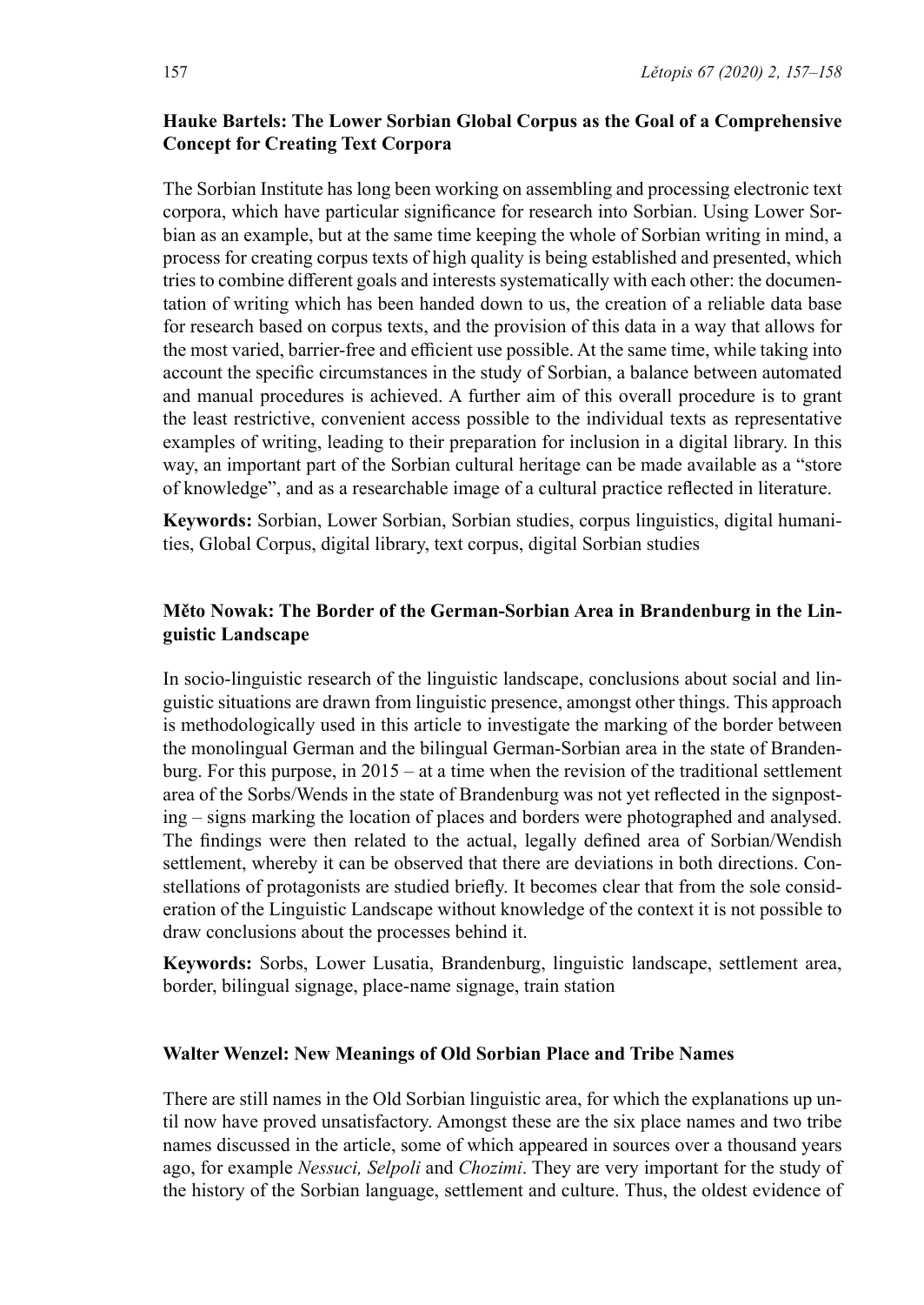**Hauke Bartels: The Lower Sorbian Global Corpus as the Goal of a Comprehensive Concept for Creating Text Corpora**

The Sorbian Institute has long been working on assembling and processing electronic text corpora, which have particular significance for research into Sorbian. Using Lower Sorbian as an example, but at the same time keeping the whole of Sorbian writing in mind, a process for creating corpus texts of high quality is being established and presented, which tries to combine different goals and interests systematically with each other: the documentation of writing which has been handed down to us, the creation of a reliable data base for research based on corpus texts, and the provision of this data in a way that allows for the most varied, barrier-free and efficient use possible. At the same time, while taking into account the specific circumstances in the study of Sorbian, a balance between automated and manual procedures is achieved. A further aim of this overall procedure is to grant the least restrictive, convenient access possible to the individual texts as representative examples of writing, leading to their preparation for inclusion in a digital library. In this way, an important part of the Sorbian cultural heritage can be made available as a "store of knowledge", and as a researchable image of a cultural practice reflected in literature.

**Keywords:** Sorbian, Lower Sorbian, Sorbian studies, corpus linguistics, digital humanities, Global Corpus, digital library, text corpus, digital Sorbian studies

**Měto Nowak: The Border of the German-Sorbian Area in Brandenburg in the Linguistic Landscape**

In socio-linguistic research of the linguistic landscape, conclusions about social and linguistic situations are drawn from linguistic presence, amongst other things. This approach is methodologically used in this article to investigate the marking of the border between the monolingual German and the bilingual German-Sorbian area in the state of Brandenburg. For this purpose, in 2015 – at a time when the revision of the traditional settlement area of the Sorbs/Wends in the state of Brandenburg was not yet reflected in the signposting – signs marking the location of places and borders were photographed and analysed. The findings were then related to the actual, legally defined area of Sorbian/Wendish settlement, whereby it can be observed that there are deviations in both directions. Constellations of protagonists are studied briefly. It becomes clear that from the sole consideration of the Linguistic Landscape without knowledge of the context it is not possible to draw conclusions about the processes behind it.

**Keywords:** Sorbs, Lower Lusatia, Brandenburg, linguistic landscape, settlement area, border, bilingual signage, place-name signage, train station

**Walter Wenzel: New Meanings of Old Sorbian Place and Tribe Names**

There are still names in the Old Sorbian linguistic area, for which the explanations up until now have proved unsatisfactory. Amongst these are the six place names and two tribe names discussed in the article, some of which appeared in sources over a thousand years ago, for example *Nessuci, Selpoli* and *Chozimi*. They are very important for the study of the history of the Sorbian language, settlement and culture. Thus, the oldest evidence of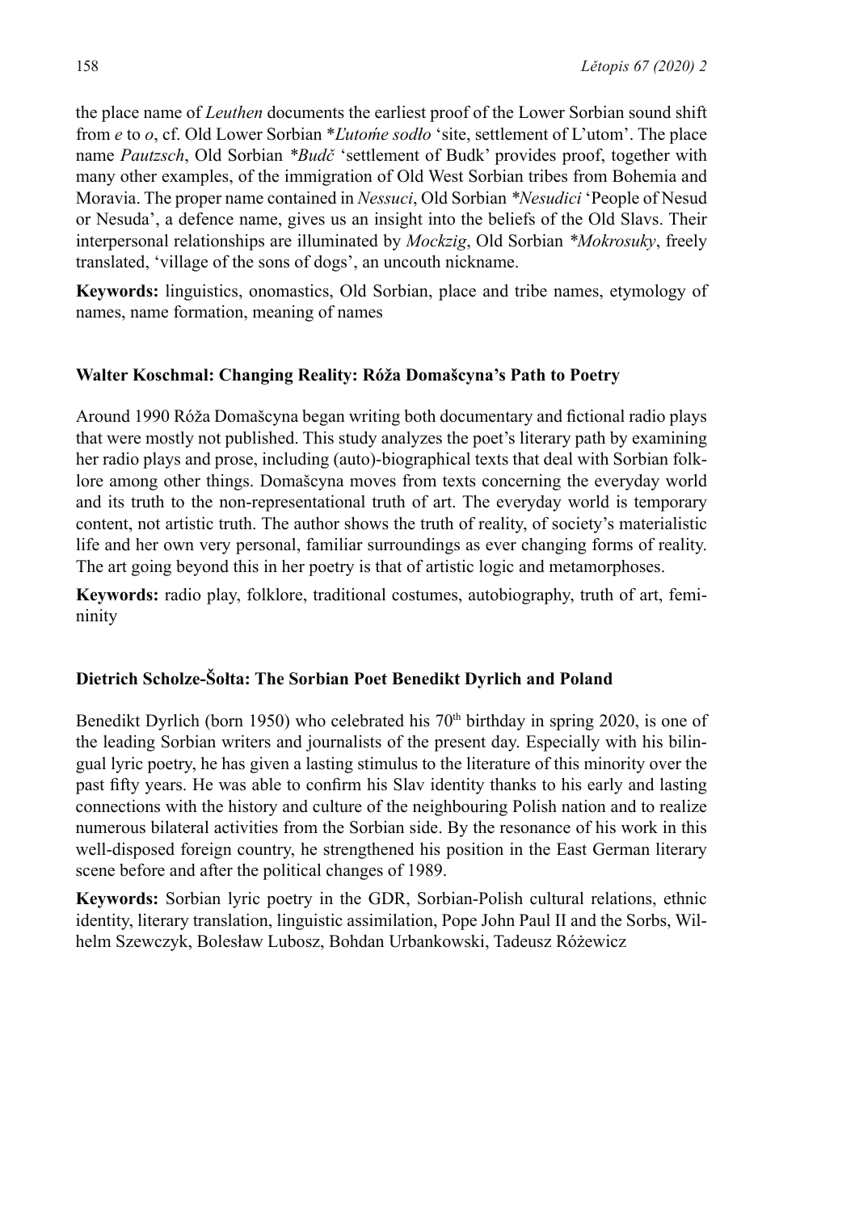the place name of *Leuthen* documents the earliest proof of the Lower Sorbian sound shift from *e* to *o*, cf. Old Lower Sorbian **Ľutońe sodło* 'site, settlement of L'utom'. The place name *Pautzsch*, Old Sorbian **Budč* 'settlement of Budk' provides proof, together with many other examples, of the immigration of Old West Sorbian tribes from Bohemia and Moravia. The proper name contained in *Nessuci*, Old Sorbian **Nesudici* 'People of Nesud or Nesuda', a defence name, gives us an insight into the beliefs of the Old Slavs. Their interpersonal relationships are illuminated by *Mockzig*, Old Sorbian **Mokrosuky*, freely translated, 'village of the sons of dogs', an uncouth nickname.

**Keywords:** linguistics, onomastics, Old Sorbian, place and tribe names, etymology of names, name formation, meaning of names

### Walter Koschmal: Changing Reality: Róža Domašcyna's Path to Poetry

Around 1990 Róža Domašcyna began writing both documentary and fictional radio plays that were mostly not published. This study analyzes the poet's literary path by examining her radio plays and prose, including (auto)-biographical texts that deal with Sorbian folklore among other things. Domašcyna moves from texts concerning the everyday world and its truth to the non-representational truth of art. The everyday world is temporary content, not artistic truth. The author shows the truth of reality, of society's materialistic life and her own very personal, familiar surroundings as ever changing forms of reality. The art going beyond this in her poetry is that of artistic logic and metamorphoses.

**Keywords:** radio play, folklore, traditional costumes, autobiography, truth of art, femininity

### Dietrich Scholze-Šołta: The Sorbian Poet Benedikt Dyrlich and Poland

Benedikt Dyrlich (born 1950) who celebrated his 70th birthday in spring 2020, is one of the leading Sorbian writers and journalists of the present day. Especially with his bilingual lyric poetry, he has given a lasting stimulus to the literature of this minority over the past fifty years. He was able to confirm his Slav identity thanks to his early and lasting connections with the history and culture of the neighbouring Polish nation and to realize numerous bilateral activities from the Sorbian side. By the resonance of his work in this well-disposed foreign country, he strengthened his position in the East German literary scene before and after the political changes of 1989.

**Keywords:** Sorbian lyric poetry in the GDR, Sorbian-Polish cultural relations, ethnic identity, literary translation, linguistic assimilation, Pope John Paul II and the Sorbs, Wilhelm Szewczyk, Bolesław Lubosz, Bohdan Urbankowski, Tadeusz Różewicz